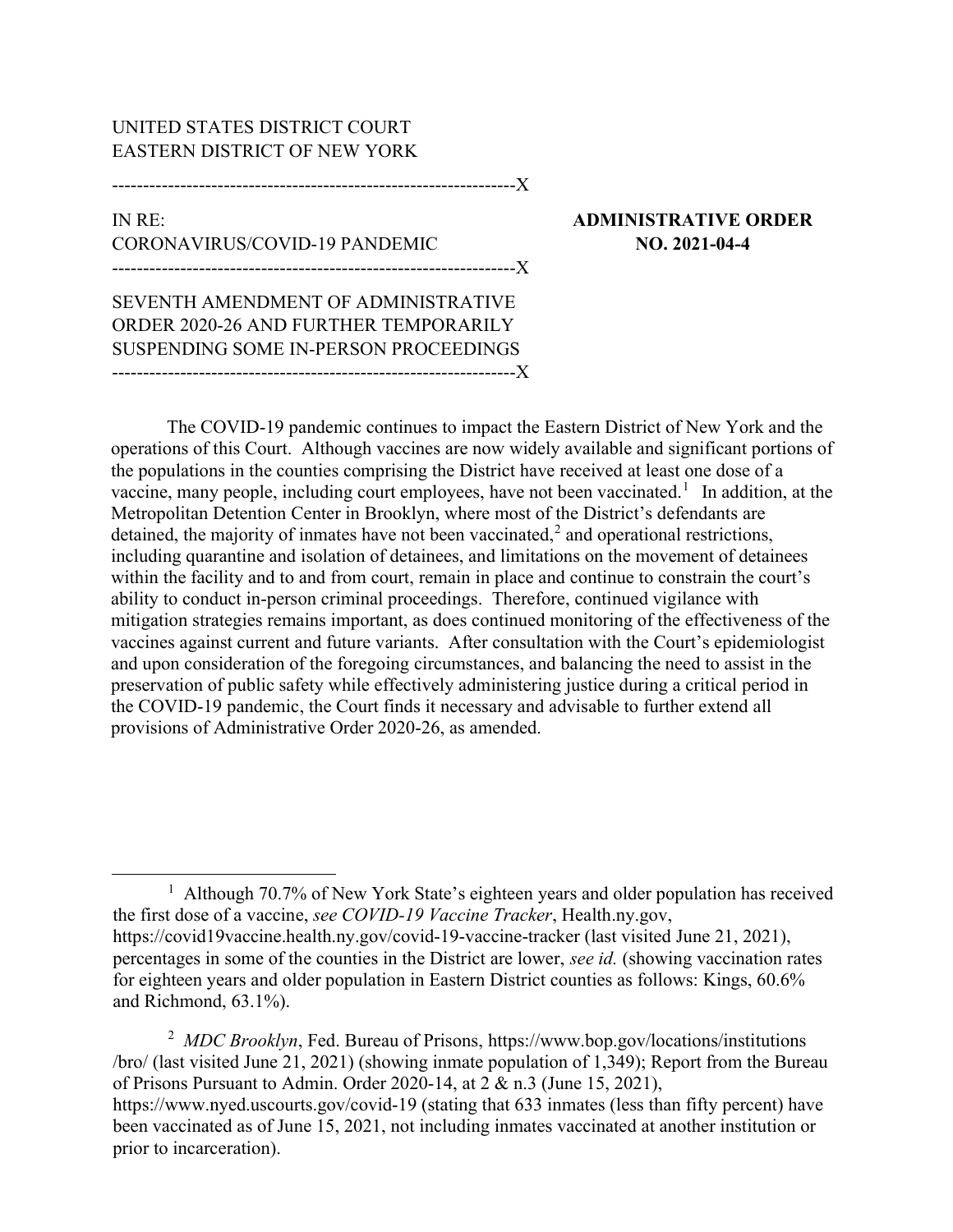UNITED STATES DISTRICT COURT
EASTERN DISTRICT OF NEW YORK

-----------------------------------------------------------------X

IN RE:
CORONAVIRUS/COVID-19 PANDEMIC

**ADMINISTRATIVE ORDER NO. 2021-04-4**

-----------------------------------------------------------------X

SEVENTH AMENDMENT OF ADMINISTRATIVE ORDER 2020-26 AND FURTHER TEMPORARILY SUSPENDING SOME IN-PERSON PROCEEDINGS

-----------------------------------------------------------------X

The COVID-19 pandemic continues to impact the Eastern District of New York and the operations of this Court. Although vaccines are now widely available and significant portions of the populations in the counties comprising the District have received at least one dose of a vaccine, many people, including court employees, have not been vaccinated.[1] In addition, at the Metropolitan Detention Center in Brooklyn, where most of the District's defendants are detained, the majority of inmates have not been vaccinated,[2] and operational restrictions, including quarantine and isolation of detainees, and limitations on the movement of detainees within the facility and to and from court, remain in place and continue to constrain the court's ability to conduct in-person criminal proceedings. Therefore, continued vigilance with mitigation strategies remains important, as does continued monitoring of the effectiveness of the vaccines against current and future variants. After consultation with the Court's epidemiologist and upon consideration of the foregoing circumstances, and balancing the need to assist in the preservation of public safety while effectively administering justice during a critical period in the COVID-19 pandemic, the Court finds it necessary and advisable to further extend all provisions of Administrative Order 2020-26, as amended.

---

[1] Although 70.7% of New York State's eighteen years and older population has received the first dose of a vaccine, *see COVID-19 Vaccine Tracker*, Health.ny.gov, https://covid19vaccine.health.ny.gov/covid-19-vaccine-tracker (last visited June 21, 2021), percentages in some of the counties in the District are lower, *see id.* (showing vaccination rates for eighteen years and older population in Eastern District counties as follows: Kings, 60.6% and Richmond, 63.1%).

[2] *MDC Brooklyn*, Fed. Bureau of Prisons, https://www.bop.gov/locations/institutions/bro/ (last visited June 21, 2021) (showing inmate population of 1,349); Report from the Bureau of Prisons Pursuant to Admin. Order 2020-14, at 2 & n.3 (June 15, 2021), https://www.nyed.uscourts.gov/covid-19 (stating that 633 inmates (less than fifty percent) have been vaccinated as of June 15, 2021, not including inmates vaccinated at another institution or prior to incarceration).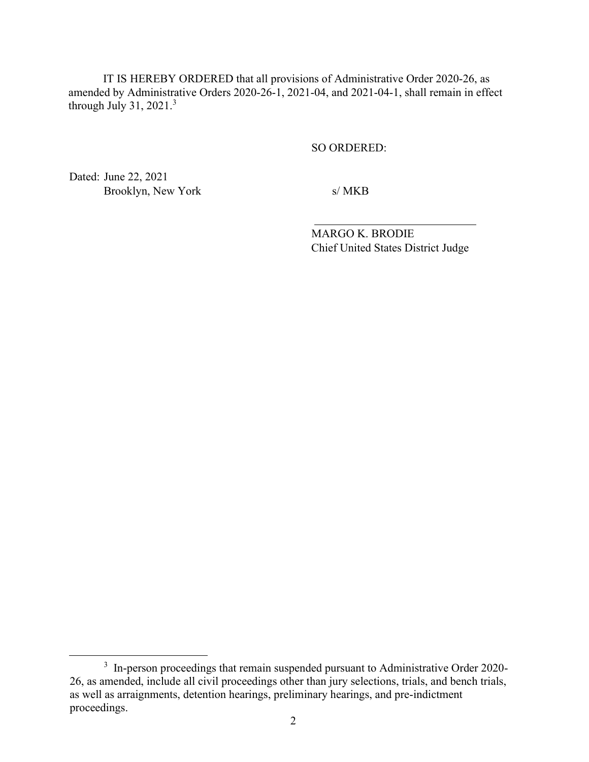IT IS HEREBY ORDERED that all provisions of Administrative Order 2020-26, as amended by Administrative Orders 2020-26-1, 2021-04, and 2021-04-1, shall remain in effect through July 31, 2021.[3]

SO ORDERED:

Dated: June 22, 2021
Brooklyn, New York

s/ MKB

MARGO K. BRODIE
Chief United States District Judge

---

[3] In-person proceedings that remain suspended pursuant to Administrative Order 2020-26, as amended, include all civil proceedings other than jury selections, trials, and bench trials, as well as arraignments, detention hearings, preliminary hearings, and pre-indictment proceedings.